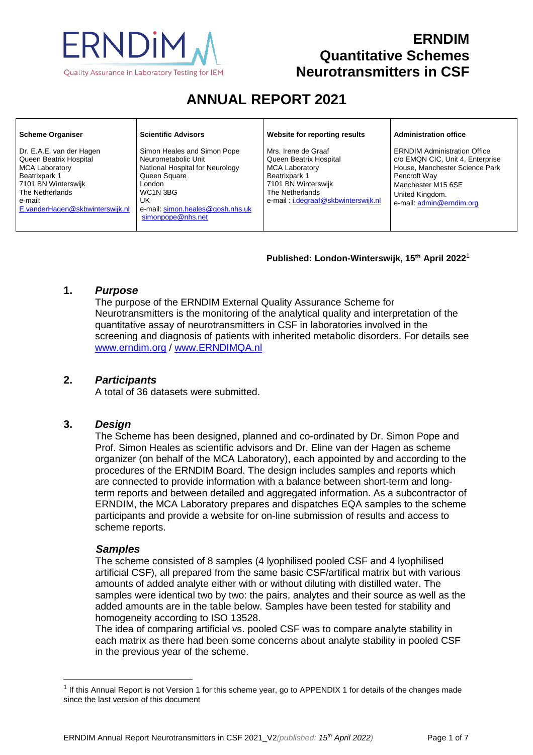# ERNDIM Quantitative Schemes Neurotransmitters in CSF

ERNDIM — Quality Assurance in Laboratory Testing for IEM

## ANNUAL REPORT 2021

| Scheme Organiser | Scientific Advisors | Website for reporting results | Administration office |
|---|---|---|---|
| Dr. E.A.E. van der Hagen<br>Queen Beatrix Hospital<br>MCA Laboratory<br>Beatrixpark 1<br>7101 BN Winterswijk<br>The Netherlands<br>e-mail:<br>E.vanderHagen@skbwinterswijk.nl | Simon Heales and Simon Pope<br>Neurometabolic Unit<br>National Hospital for Neurology<br>Queen Square<br>London<br>WC1N 3BG<br>UK<br>e-mail: simon.heales@gosh.nhs.uk<br>simonpope@nhs.net | Mrs. Irene de Graaf<br>Queen Beatrix Hospital<br>MCA Laboratory<br>Beatrixpark 1<br>7101 BN Winterswijk<br>The Netherlands<br>e-mail : i.degraaf@skbwinterswijk.nl | ERNDIM Administration Office<br>c/o EMQN CIC, Unit 4, Enterprise House, Manchester Science Park<br>Pencroft Way<br>Manchester M15 6SE<br>United Kingdom.<br>e-mail: admin@erndim.org |

**Published: London-Winterswijk, 15th April 2022**[1]

### 1. *Purpose*

The purpose of the ERNDIM External Quality Assurance Scheme for Neurotransmitters is the monitoring of the analytical quality and interpretation of the quantitative assay of neurotransmitters in CSF in laboratories involved in the screening and diagnosis of patients with inherited metabolic disorders. For details see www.erndim.org / www.ERNDIMQA.nl

### 2. *Participants*

A total of 36 datasets were submitted.

### 3. *Design*

The Scheme has been designed, planned and co-ordinated by Dr. Simon Pope and Prof. Simon Heales as scientific advisors and Dr. Eline van der Hagen as scheme organizer (on behalf of the MCA Laboratory), each appointed by and according to the procedures of the ERNDIM Board. The design includes samples and reports which are connected to provide information with a balance between short-term and long-term reports and between detailed and aggregated information. As a subcontractor of ERNDIM, the MCA Laboratory prepares and dispatches EQA samples to the scheme participants and provide a website for on-line submission of results and access to scheme reports.

#### *Samples*

The scheme consisted of 8 samples (4 lyophilised pooled CSF and 4 lyophilised artificial CSF), all prepared from the same basic CSF/artifical matrix but with various amounts of added analyte either with or without diluting with distilled water. The samples were identical two by two: the pairs, analytes and their source as well as the added amounts are in the table below. Samples have been tested for stability and homogeneity according to ISO 13528.

The idea of comparing artificial vs. pooled CSF was to compare analyte stability in each matrix as there had been some concerns about analyte stability in pooled CSF in the previous year of the scheme.

---

[1] If this Annual Report is not Version 1 for this scheme year, go to APPENDIX 1 for details of the changes made since the last version of this document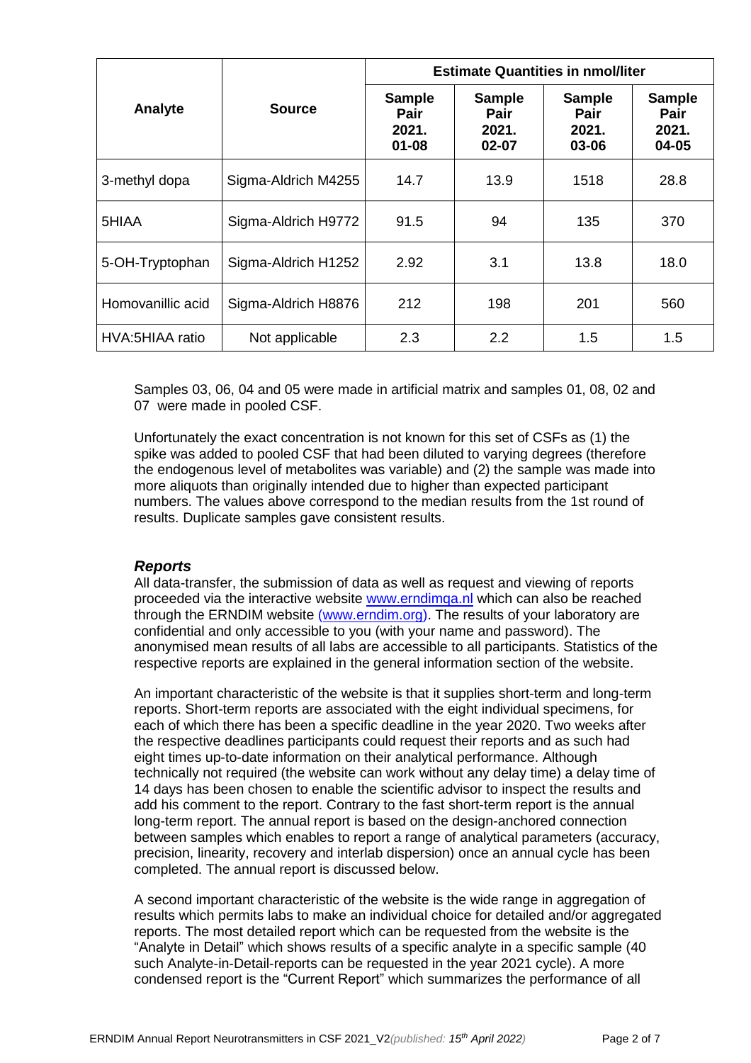| Analyte | Source | Estimate Quantities in nmol/liter | | | |
|---|---|---|---|---|---|
| | | Sample Pair 2021. 01-08 | Sample Pair 2021. 02-07 | Sample Pair 2021. 03-06 | Sample Pair 2021. 04-05 |
| 3-methyl dopa | Sigma-Aldrich M4255 | 14.7 | 13.9 | 1518 | 28.8 |
| 5HIAA | Sigma-Aldrich H9772 | 91.5 | 94 | 135 | 370 |
| 5-OH-Tryptophan | Sigma-Aldrich H1252 | 2.92 | 3.1 | 13.8 | 18.0 |
| Homovanillic acid | Sigma-Aldrich H8876 | 212 | 198 | 201 | 560 |
| HVA:5HIAA ratio | Not applicable | 2.3 | 2.2 | 1.5 | 1.5 |

Samples 03, 06, 04 and 05 were made in artificial matrix and samples 01, 08, 02 and 07 were made in pooled CSF.

Unfortunately the exact concentration is not known for this set of CSFs as (1) the spike was added to pooled CSF that had been diluted to varying degrees (therefore the endogenous level of metabolites was variable) and (2) the sample was made into more aliquots than originally intended due to higher than expected participant numbers. The values above correspond to the median results from the 1st round of results. Duplicate samples gave consistent results.

### *Reports*

All data-transfer, the submission of data as well as request and viewing of reports proceeded via the interactive website [www.erndimqa.nl](www.erndimqa.nl) which can also be reached through the ERNDIM website [(www.erndim.org)](www.erndim.org). The results of your laboratory are confidential and only accessible to you (with your name and password). The anonymised mean results of all labs are accessible to all participants. Statistics of the respective reports are explained in the general information section of the website.

An important characteristic of the website is that it supplies short-term and long-term reports. Short-term reports are associated with the eight individual specimens, for each of which there has been a specific deadline in the year 2020. Two weeks after the respective deadlines participants could request their reports and as such had eight times up-to-date information on their analytical performance. Although technically not required (the website can work without any delay time) a delay time of 14 days has been chosen to enable the scientific advisor to inspect the results and add his comment to the report. Contrary to the fast short-term report is the annual long-term report. The annual report is based on the design-anchored connection between samples which enables to report a range of analytical parameters (accuracy, precision, linearity, recovery and interlab dispersion) once an annual cycle has been completed. The annual report is discussed below.

A second important characteristic of the website is the wide range in aggregation of results which permits labs to make an individual choice for detailed and/or aggregated reports. The most detailed report which can be requested from the website is the "Analyte in Detail" which shows results of a specific analyte in a specific sample (40 such Analyte-in-Detail-reports can be requested in the year 2021 cycle). A more condensed report is the "Current Report" which summarizes the performance of all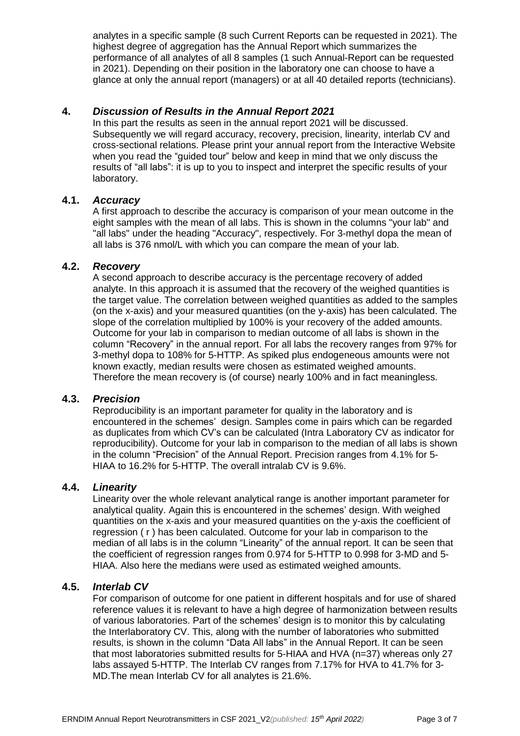analytes in a specific sample (8 such Current Reports can be requested in 2021). The highest degree of aggregation has the Annual Report which summarizes the performance of all analytes of all 8 samples (1 such Annual-Report can be requested in 2021). Depending on their position in the laboratory one can choose to have a glance at only the annual report (managers) or at all 40 detailed reports (technicians).

## 4. *Discussion of Results in the Annual Report 2021*

In this part the results as seen in the annual report 2021 will be discussed. Subsequently we will regard accuracy, recovery, precision, linearity, interlab CV and cross-sectional relations. Please print your annual report from the Interactive Website when you read the "guided tour" below and keep in mind that we only discuss the results of "all labs": it is up to you to inspect and interpret the specific results of your laboratory.

### 4.1. *Accuracy*

A first approach to describe the accuracy is comparison of your mean outcome in the eight samples with the mean of all labs. This is shown in the columns "your lab" and "all labs" under the heading "Accuracy", respectively. For 3-methyl dopa the mean of all labs is 376 nmol/L with which you can compare the mean of your lab.

### 4.2. *Recovery*

A second approach to describe accuracy is the percentage recovery of added analyte. In this approach it is assumed that the recovery of the weighed quantities is the target value. The correlation between weighed quantities as added to the samples (on the x-axis) and your measured quantities (on the y-axis) has been calculated. The slope of the correlation multiplied by 100% is your recovery of the added amounts. Outcome for your lab in comparison to median outcome of all labs is shown in the column "Recovery" in the annual report. For all labs the recovery ranges from 97% for 3-methyl dopa to 108% for 5-HTTP. As spiked plus endogeneous amounts were not known exactly, median results were chosen as estimated weighed amounts. Therefore the mean recovery is (of course) nearly 100% and in fact meaningless.

### 4.3. *Precision*

Reproducibility is an important parameter for quality in the laboratory and is encountered in the schemes' design. Samples come in pairs which can be regarded as duplicates from which CV's can be calculated (Intra Laboratory CV as indicator for reproducibility). Outcome for your lab in comparison to the median of all labs is shown in the column "Precision" of the Annual Report. Precision ranges from 4.1% for 5-HIAA to 16.2% for 5-HTTP. The overall intralab CV is 9.6%.

### 4.4. *Linearity*

Linearity over the whole relevant analytical range is another important parameter for analytical quality. Again this is encountered in the schemes' design. With weighed quantities on the x-axis and your measured quantities on the y-axis the coefficient of regression ( r ) has been calculated. Outcome for your lab in comparison to the median of all labs is in the column "Linearity" of the annual report. It can be seen that the coefficient of regression ranges from 0.974 for 5-HTTP to 0.998 for 3-MD and 5-HIAA. Also here the medians were used as estimated weighed amounts.

### 4.5. *Interlab CV*

For comparison of outcome for one patient in different hospitals and for use of shared reference values it is relevant to have a high degree of harmonization between results of various laboratories. Part of the schemes' design is to monitor this by calculating the Interlaboratory CV. This, along with the number of laboratories who submitted results, is shown in the column "Data All labs" in the Annual Report. It can be seen that most laboratories submitted results for 5-HIAA and HVA (n=37) whereas only 27 labs assayed 5-HTTP. The Interlab CV ranges from 7.17% for HVA to 41.7% for 3-MD.The mean Interlab CV for all analytes is 21.6%.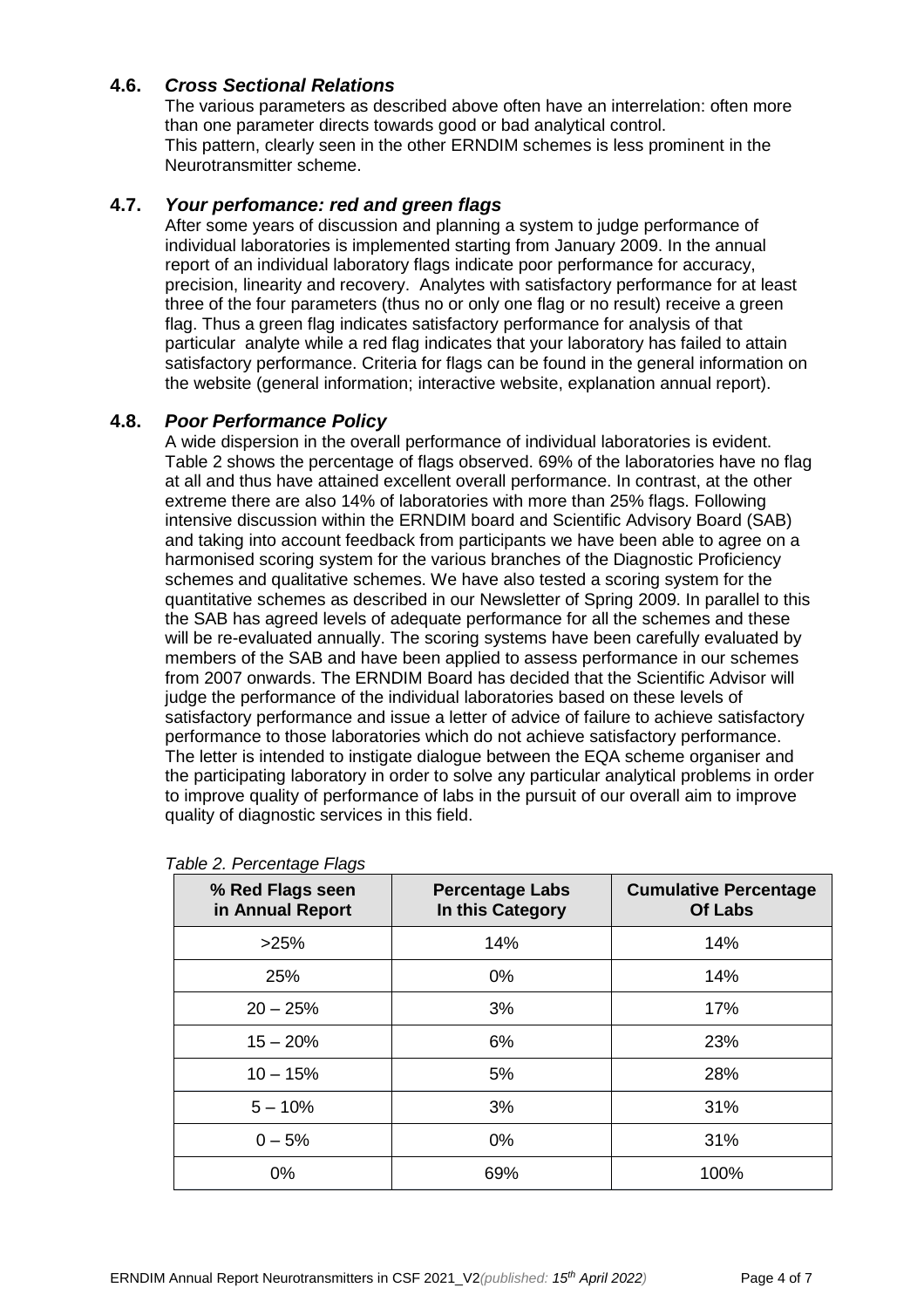## 4.6. *Cross Sectional Relations*

The various parameters as described above often have an interrelation: often more than one parameter directs towards good or bad analytical control.
This pattern, clearly seen in the other ERNDIM schemes is less prominent in the Neurotransmitter scheme.

## 4.7. *Your perfomance: red and green flags*

After some years of discussion and planning a system to judge performance of individual laboratories is implemented starting from January 2009. In the annual report of an individual laboratory flags indicate poor performance for accuracy, precision, linearity and recovery. Analytes with satisfactory performance for at least three of the four parameters (thus no or only one flag or no result) receive a green flag. Thus a green flag indicates satisfactory performance for analysis of that particular analyte while a red flag indicates that your laboratory has failed to attain satisfactory performance. Criteria for flags can be found in the general information on the website (general information; interactive website, explanation annual report).

## 4.8. *Poor Performance Policy*

A wide dispersion in the overall performance of individual laboratories is evident. Table 2 shows the percentage of flags observed. 69% of the laboratories have no flag at all and thus have attained excellent overall performance. In contrast, at the other extreme there are also 14% of laboratories with more than 25% flags. Following intensive discussion within the ERNDIM board and Scientific Advisory Board (SAB) and taking into account feedback from participants we have been able to agree on a harmonised scoring system for the various branches of the Diagnostic Proficiency schemes and qualitative schemes. We have also tested a scoring system for the quantitative schemes as described in our Newsletter of Spring 2009. In parallel to this the SAB has agreed levels of adequate performance for all the schemes and these will be re-evaluated annually. The scoring systems have been carefully evaluated by members of the SAB and have been applied to assess performance in our schemes from 2007 onwards. The ERNDIM Board has decided that the Scientific Advisor will judge the performance of the individual laboratories based on these levels of satisfactory performance and issue a letter of advice of failure to achieve satisfactory performance to those laboratories which do not achieve satisfactory performance. The letter is intended to instigate dialogue between the EQA scheme organiser and the participating laboratory in order to solve any particular analytical problems in order to improve quality of performance of labs in the pursuit of our overall aim to improve quality of diagnostic services in this field.

*Table 2. Percentage Flags*

| % Red Flags seen in Annual Report | Percentage Labs In this Category | Cumulative Percentage Of Labs |
|---|---|---|
| >25% | 14% | 14% |
| 25% | 0% | 14% |
| 20 – 25% | 3% | 17% |
| 15 – 20% | 6% | 23% |
| 10 – 15% | 5% | 28% |
| 5 – 10% | 3% | 31% |
| 0 – 5% | 0% | 31% |
| 0% | 69% | 100% |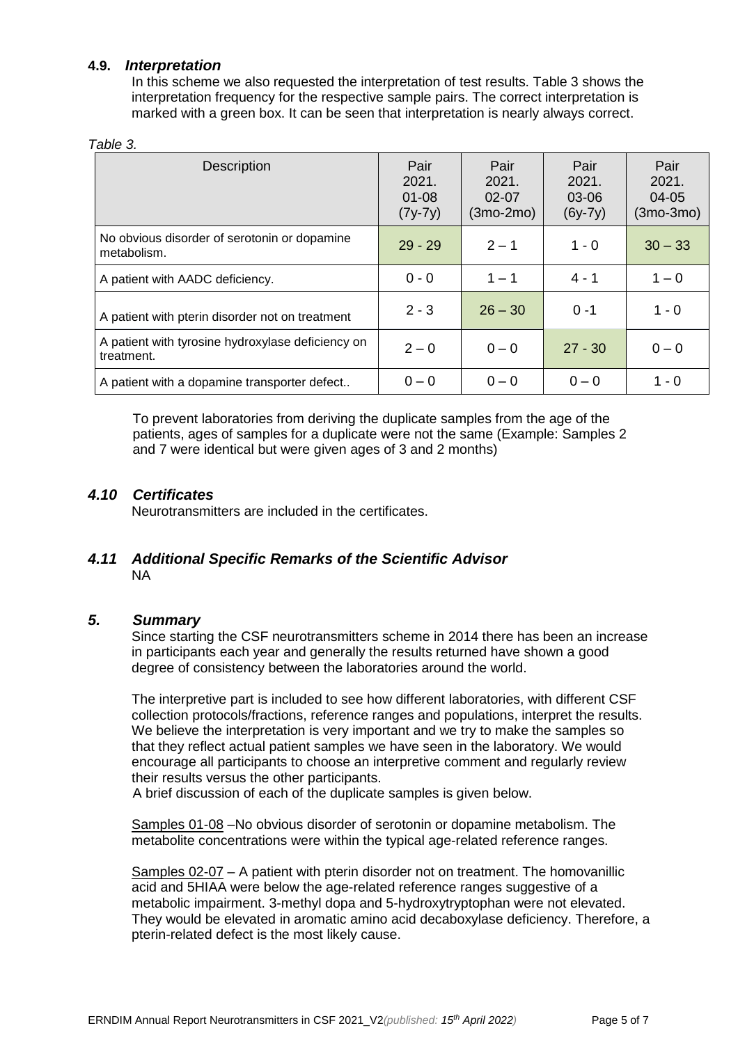### 4.9. *Interpretation*

In this scheme we also requested the interpretation of test results. Table 3 shows the interpretation frequency for the respective sample pairs. The correct interpretation is marked with a green box. It can be seen that interpretation is nearly always correct.

*Table 3.*

| Description | Pair 2021. 01-08 (7y-7y) | Pair 2021. 02-07 (3mo-2mo) | Pair 2021. 03-06 (6y-7y) | Pair 2021. 04-05 (3mo-3mo) |
|---|---|---|---|---|
| No obvious disorder of serotonin or dopamine metabolism. | 29 - 29 | 2 – 1 | 1 - 0 | 30 – 33 |
| A patient with AADC deficiency. | 0 - 0 | 1 – 1 | 4 - 1 | 1 – 0 |
| A patient with pterin disorder not on treatment | 2 - 3 | 26 – 30 | 0 -1 | 1 - 0 |
| A patient with tyrosine hydroxylase deficiency on treatment. | 2 – 0 | 0 – 0 | 27 - 30 | 0 – 0 |
| A patient with a dopamine transporter defect.. | 0 – 0 | 0 – 0 | 0 – 0 | 1 - 0 |

To prevent laboratories from deriving the duplicate samples from the age of the patients, ages of samples for a duplicate were not the same (Example: Samples 2 and 7 were identical but were given ages of 3 and 2 months)

### *4.10 Certificates*

Neurotransmitters are included in the certificates.

### *4.11 Additional Specific Remarks of the Scientific Advisor*

NA

## *5. Summary*

Since starting the CSF neurotransmitters scheme in 2014 there has been an increase in participants each year and generally the results returned have shown a good degree of consistency between the laboratories around the world.

The interpretive part is included to see how different laboratories, with different CSF collection protocols/fractions, reference ranges and populations, interpret the results. We believe the interpretation is very important and we try to make the samples so that they reflect actual patient samples we have seen in the laboratory. We would encourage all participants to choose an interpretive comment and regularly review their results versus the other participants.

A brief discussion of each of the duplicate samples is given below.

Samples 01-08 –No obvious disorder of serotonin or dopamine metabolism. The metabolite concentrations were within the typical age-related reference ranges.

Samples 02-07 – A patient with pterin disorder not on treatment. The homovanillic acid and 5HIAA were below the age-related reference ranges suggestive of a metabolic impairment. 3-methyl dopa and 5-hydroxytryptophan were not elevated. They would be elevated in aromatic amino acid decaboxylase deficiency. Therefore, a pterin-related defect is the most likely cause.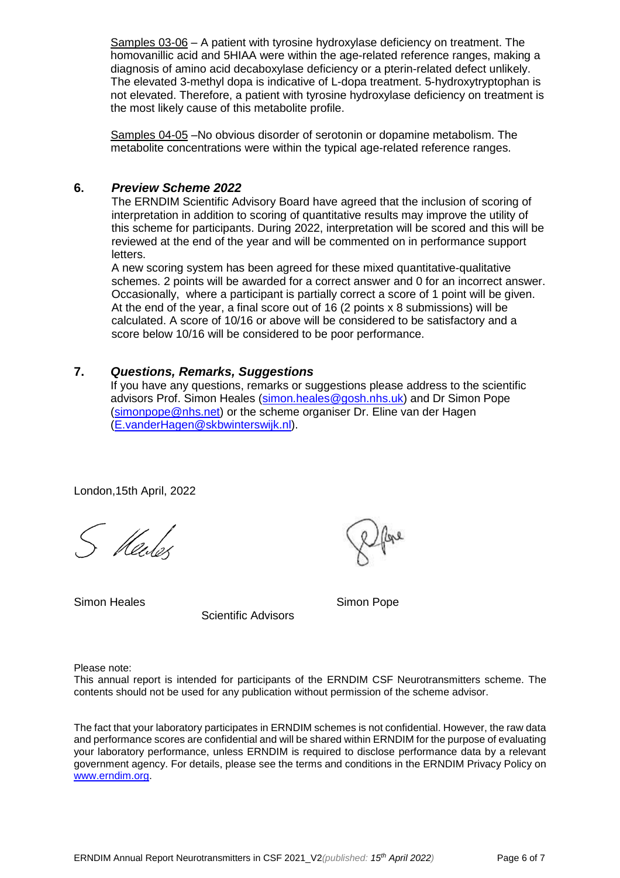Samples 03-06 – A patient with tyrosine hydroxylase deficiency on treatment. The homovanillic acid and 5HIAA were within the age-related reference ranges, making a diagnosis of amino acid decaboxylase deficiency or a pterin-related defect unlikely. The elevated 3-methyl dopa is indicative of L-dopa treatment. 5-hydroxytryptophan is not elevated. Therefore, a patient with tyrosine hydroxylase deficiency on treatment is the most likely cause of this metabolite profile.

Samples 04-05 –No obvious disorder of serotonin or dopamine metabolism. The metabolite concentrations were within the typical age-related reference ranges.

## 6. *Preview Scheme 2022*

The ERNDIM Scientific Advisory Board have agreed that the inclusion of scoring of interpretation in addition to scoring of quantitative results may improve the utility of this scheme for participants. During 2022, interpretation will be scored and this will be reviewed at the end of the year and will be commented on in performance support letters.

A new scoring system has been agreed for these mixed quantitative-qualitative schemes. 2 points will be awarded for a correct answer and 0 for an incorrect answer. Occasionally, where a participant is partially correct a score of 1 point will be given. At the end of the year, a final score out of 16 (2 points x 8 submissions) will be calculated. A score of 10/16 or above will be considered to be satisfactory and a score below 10/16 will be considered to be poor performance.

## 7. *Questions, Remarks, Suggestions*

If you have any questions, remarks or suggestions please address to the scientific advisors Prof. Simon Heales (simon.heales@gosh.nhs.uk) and Dr Simon Pope (simonpope@nhs.net) or the scheme organiser Dr. Eline van der Hagen (E.vanderHagen@skbwinterswijk.nl).

London,15th April, 2022

Simon Heales                Simon Pope

Scientific Advisors

Please note:
This annual report is intended for participants of the ERNDIM CSF Neurotransmitters scheme. The contents should not be used for any publication without permission of the scheme advisor.

The fact that your laboratory participates in ERNDIM schemes is not confidential. However, the raw data and performance scores are confidential and will be shared within ERNDIM for the purpose of evaluating your laboratory performance, unless ERNDIM is required to disclose performance data by a relevant government agency. For details, please see the terms and conditions in the ERNDIM Privacy Policy on www.erndim.org.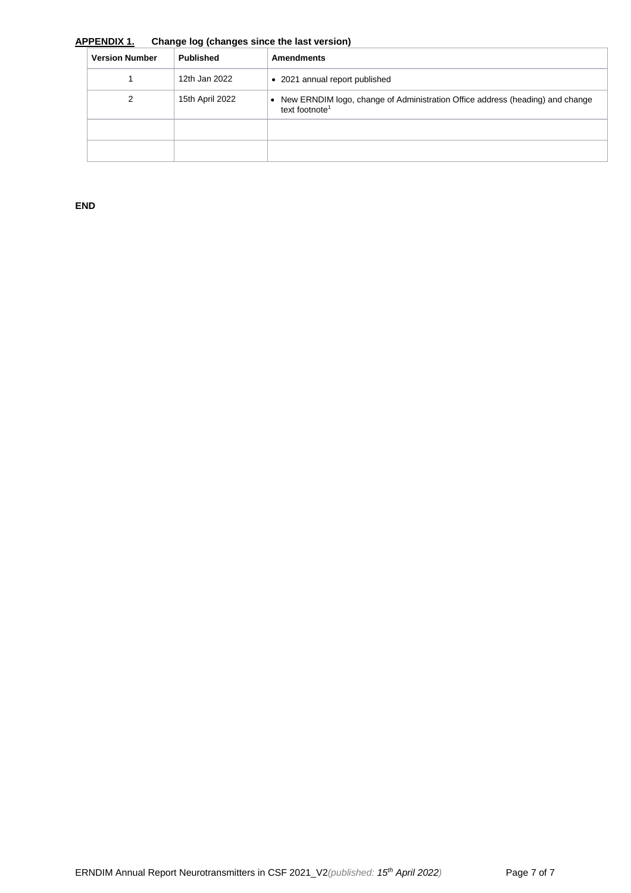**APPENDIX 1.** **Change log (changes since the last version)**

| Version Number | Published | Amendments |
|---|---|---|
| 1 | 12th Jan 2022 | • 2021 annual report published |
| 2 | 15th April 2022 | • New ERNDIM logo, change of Administration Office address (heading) and change text footnote[1] |
| | | |
| | | |

**END**